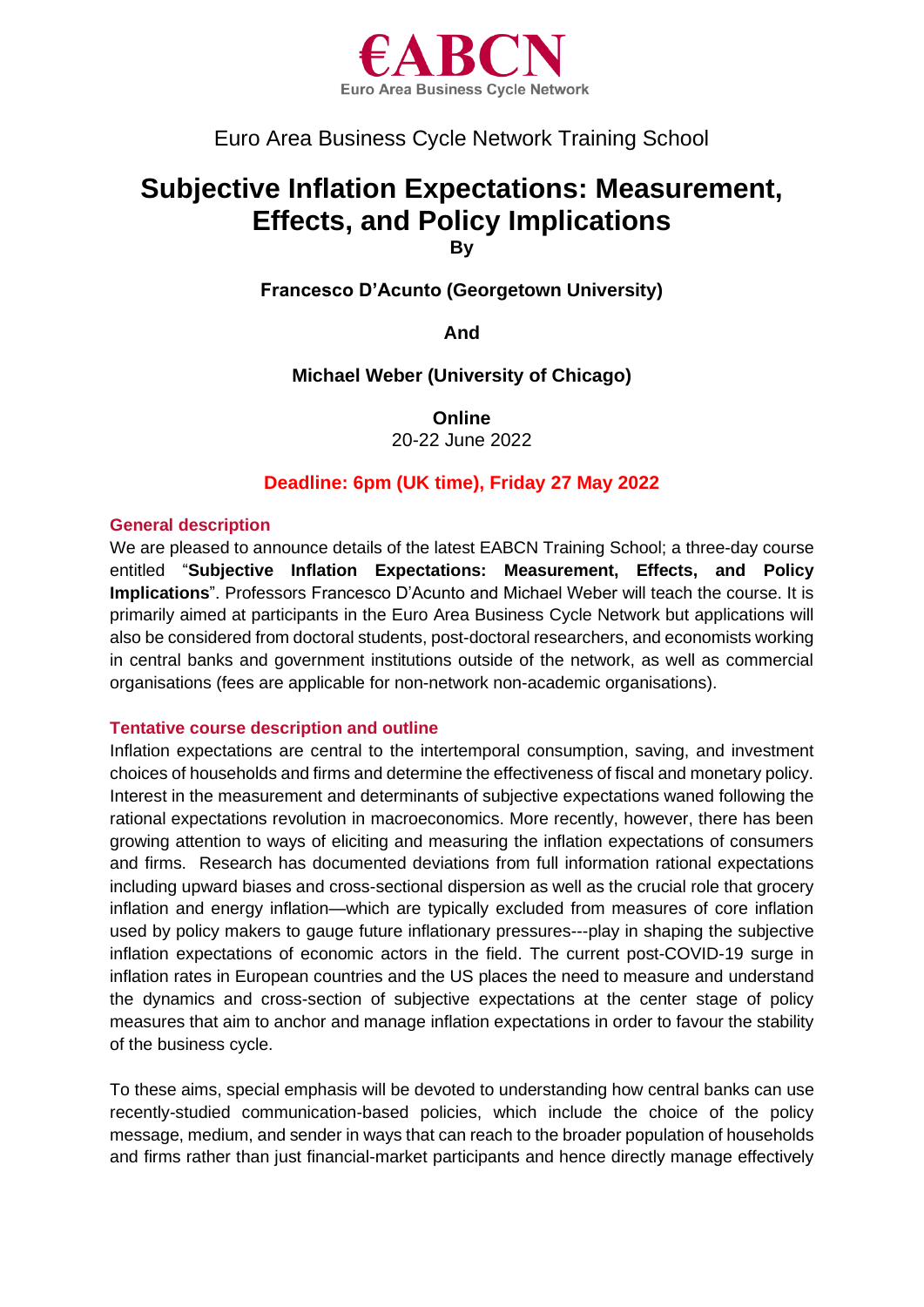€ABCN

Euro Area Business Cycle Network

Euro Area Business Cycle Network Training School

# Subjective Inflation Expectations: Measurement, Effects, and Policy Implications

**By**

**Francesco D'Acunto (Georgetown University)**

**And**

**Michael Weber (University of Chicago)**

**Online**

20-22 June 2022

**Deadline: 6pm (UK time), Friday 27 May 2022**

## General description

We are pleased to announce details of the latest EABCN Training School; a three-day course entitled "**Subjective Inflation Expectations: Measurement, Effects, and Policy Implications**". Professors Francesco D'Acunto and Michael Weber will teach the course. It is primarily aimed at participants in the Euro Area Business Cycle Network but applications will also be considered from doctoral students, post-doctoral researchers, and economists working in central banks and government institutions outside of the network, as well as commercial organisations (fees are applicable for non-network non-academic organisations).

## Tentative course description and outline

Inflation expectations are central to the intertemporal consumption, saving, and investment choices of households and firms and determine the effectiveness of fiscal and monetary policy. Interest in the measurement and determinants of subjective expectations waned following the rational expectations revolution in macroeconomics. More recently, however, there has been growing attention to ways of eliciting and measuring the inflation expectations of consumers and firms. Research has documented deviations from full information rational expectations including upward biases and cross-sectional dispersion as well as the crucial role that grocery inflation and energy inflation—which are typically excluded from measures of core inflation used by policy makers to gauge future inflationary pressures---play in shaping the subjective inflation expectations of economic actors in the field. The current post-COVID-19 surge in inflation rates in European countries and the US places the need to measure and understand the dynamics and cross-section of subjective expectations at the center stage of policy measures that aim to anchor and manage inflation expectations in order to favour the stability of the business cycle.

To these aims, special emphasis will be devoted to understanding how central banks can use recently-studied communication-based policies, which include the choice of the policy message, medium, and sender in ways that can reach to the broader population of households and firms rather than just financial-market participants and hence directly manage effectively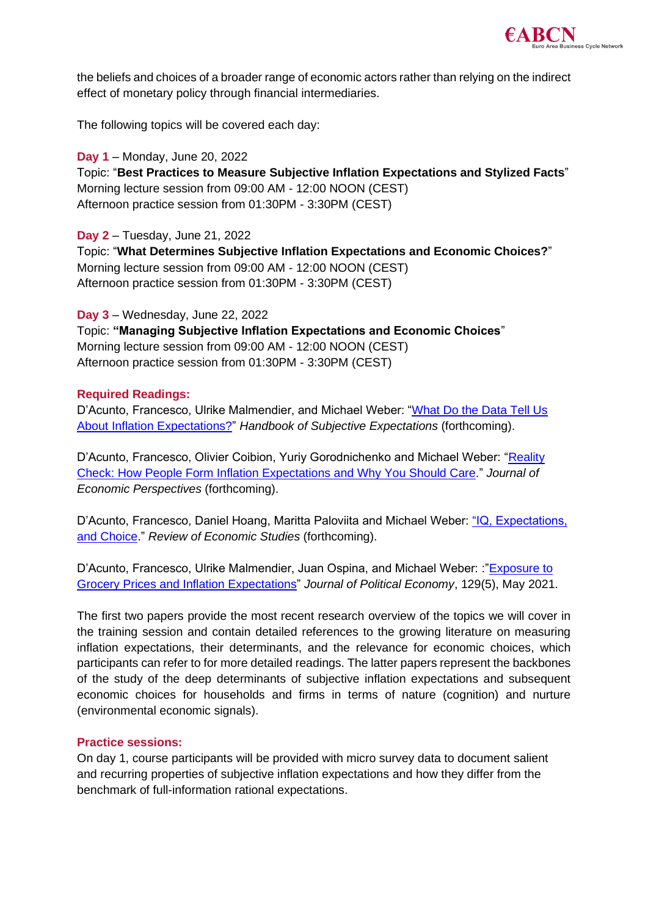the beliefs and choices of a broader range of economic actors rather than relying on the indirect effect of monetary policy through financial intermediaries.

The following topics will be covered each day:

**Day 1** – Monday, June 20, 2022
Topic: "**Best Practices to Measure Subjective Inflation Expectations and Stylized Facts**"
Morning lecture session from 09:00 AM - 12:00 NOON (CEST)
Afternoon practice session from 01:30PM - 3:30PM (CEST)

**Day 2** – Tuesday, June 21, 2022
Topic: "**What Determines Subjective Inflation Expectations and Economic Choices?**"
Morning lecture session from 09:00 AM - 12:00 NOON (CEST)
Afternoon practice session from 01:30PM - 3:30PM (CEST)

**Day 3** – Wednesday, June 22, 2022
Topic: **"Managing Subjective Inflation Expectations and Economic Choices**"
Morning lecture session from 09:00 AM - 12:00 NOON (CEST)
Afternoon practice session from 01:30PM - 3:30PM (CEST)

**Required Readings:**

D'Acunto, Francesco, Ulrike Malmendier, and Michael Weber: "What Do the Data Tell Us About Inflation Expectations?" *Handbook of Subjective Expectations* (forthcoming).

D'Acunto, Francesco, Olivier Coibion, Yuriy Gorodnichenko and Michael Weber: "Reality Check: How People Form Inflation Expectations and Why You Should Care." *Journal of Economic Perspectives* (forthcoming).

D'Acunto, Francesco, Daniel Hoang, Maritta Paloviita and Michael Weber: "IQ, Expectations, and Choice." *Review of Economic Studies* (forthcoming).

D'Acunto, Francesco, Ulrike Malmendier, Juan Ospina, and Michael Weber: :"Exposure to Grocery Prices and Inflation Expectations" *Journal of Political Economy*, 129(5), May 2021.

The first two papers provide the most recent research overview of the topics we will cover in the training session and contain detailed references to the growing literature on measuring inflation expectations, their determinants, and the relevance for economic choices, which participants can refer to for more detailed readings. The latter papers represent the backbones of the study of the deep determinants of subjective inflation expectations and subsequent economic choices for households and firms in terms of nature (cognition) and nurture (environmental economic signals).

**Practice sessions:**

On day 1, course participants will be provided with micro survey data to document salient and recurring properties of subjective inflation expectations and how they differ from the benchmark of full-information rational expectations.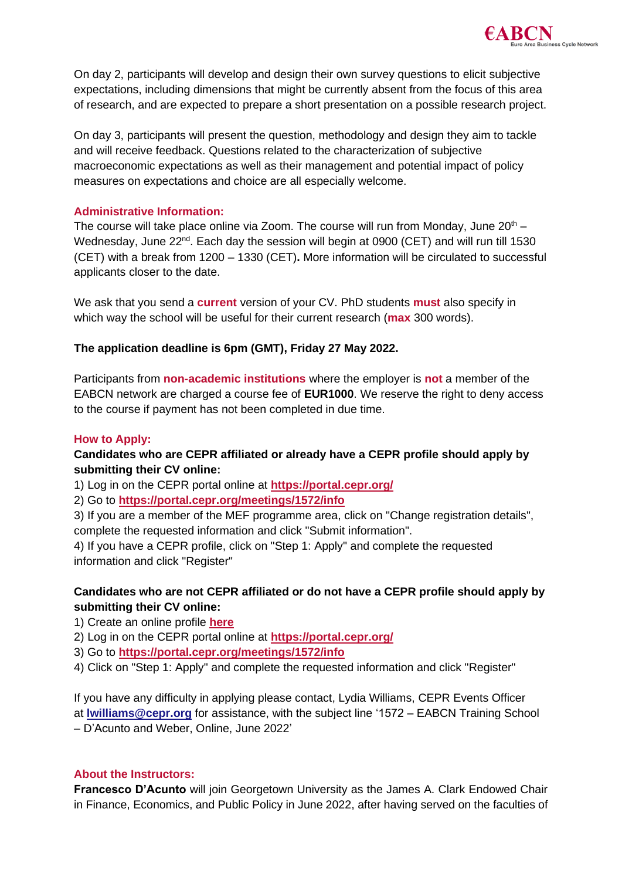On day 2, participants will develop and design their own survey questions to elicit subjective expectations, including dimensions that might be currently absent from the focus of this area of research, and are expected to prepare a short presentation on a possible research project.

On day 3, participants will present the question, methodology and design they aim to tackle and will receive feedback. Questions related to the characterization of subjective macroeconomic expectations as well as their management and potential impact of policy measures on expectations and choice are all especially welcome.

**Administrative Information:**

The course will take place online via Zoom. The course will run from Monday, June 20th – Wednesday, June 22nd. Each day the session will begin at 0900 (CET) and will run till 1530 (CET) with a break from 1200 – 1330 (CET). More information will be circulated to successful applicants closer to the date.

We ask that you send a **current** version of your CV. PhD students **must** also specify in which way the school will be useful for their current research (**max** 300 words).

**The application deadline is 6pm (GMT), Friday 27 May 2022.**

Participants from **non-academic institutions** where the employer is **not** a member of the EABCN network are charged a course fee of **EUR1000**. We reserve the right to deny access to the course if payment has not been completed in due time.

**How to Apply:**

**Candidates who are CEPR affiliated or already have a CEPR profile should apply by submitting their CV online:**

1) Log in on the CEPR portal online at **https://portal.cepr.org/**
2) Go to **https://portal.cepr.org/meetings/1572/info**
3) If you are a member of the MEF programme area, click on "Change registration details", complete the requested information and click "Submit information".
4) If you have a CEPR profile, click on "Step 1: Apply" and complete the requested information and click "Register"

**Candidates who are not CEPR affiliated or do not have a CEPR profile should apply by submitting their CV online:**

1) Create an online profile **here**
2) Log in on the CEPR portal online at **https://portal.cepr.org/**
3) Go to **https://portal.cepr.org/meetings/1572/info**
4) Click on "Step 1: Apply" and complete the requested information and click "Register"

If you have any difficulty in applying please contact, Lydia Williams, CEPR Events Officer at **lwilliams@cepr.org** for assistance, with the subject line '1572 – EABCN Training School – D'Acunto and Weber, Online, June 2022'

**About the Instructors:**

**Francesco D'Acunto** will join Georgetown University as the James A. Clark Endowed Chair in Finance, Economics, and Public Policy in June 2022, after having served on the faculties of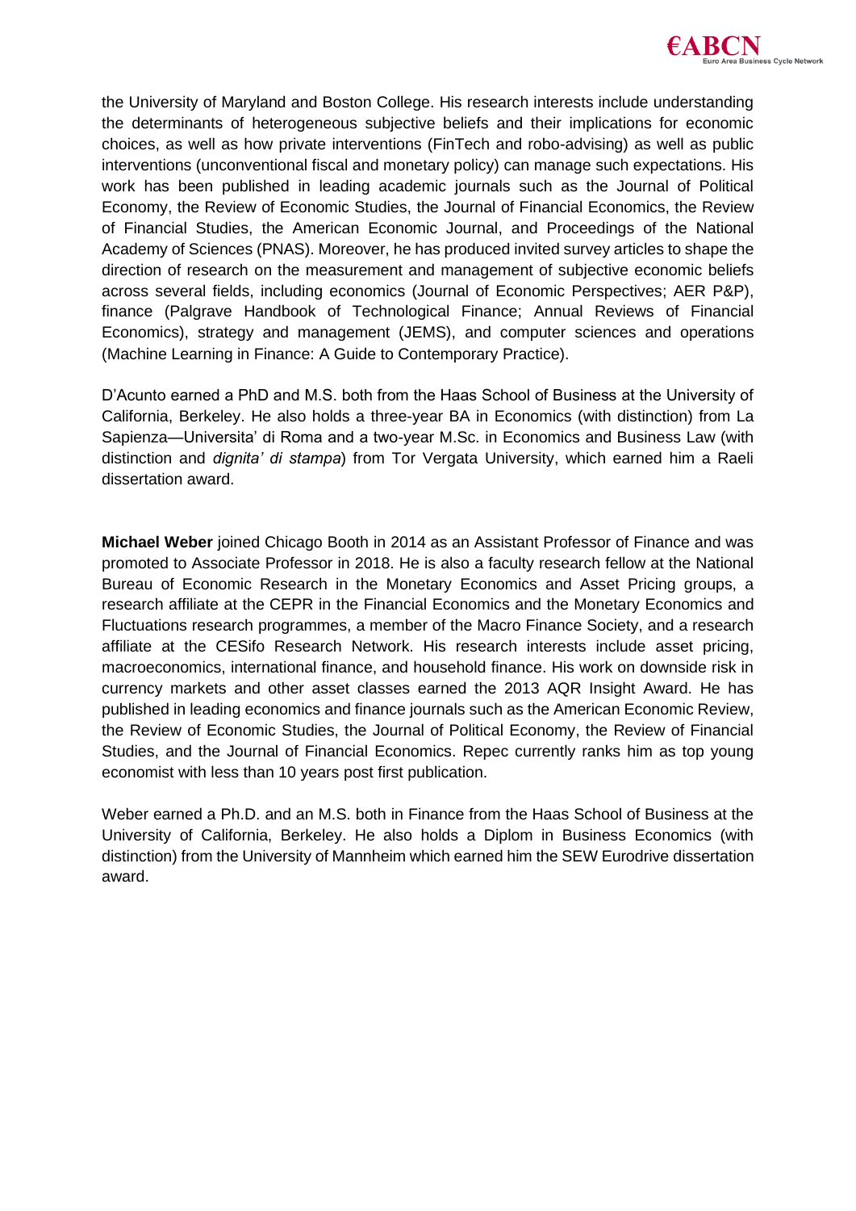the University of Maryland and Boston College. His research interests include understanding the determinants of heterogeneous subjective beliefs and their implications for economic choices, as well as how private interventions (FinTech and robo-advising) as well as public interventions (unconventional fiscal and monetary policy) can manage such expectations. His work has been published in leading academic journals such as the Journal of Political Economy, the Review of Economic Studies, the Journal of Financial Economics, the Review of Financial Studies, the American Economic Journal, and Proceedings of the National Academy of Sciences (PNAS). Moreover, he has produced invited survey articles to shape the direction of research on the measurement and management of subjective economic beliefs across several fields, including economics (Journal of Economic Perspectives; AER P&P), finance (Palgrave Handbook of Technological Finance; Annual Reviews of Financial Economics), strategy and management (JEMS), and computer sciences and operations (Machine Learning in Finance: A Guide to Contemporary Practice).

D'Acunto earned a PhD and M.S. both from the Haas School of Business at the University of California, Berkeley. He also holds a three-year BA in Economics (with distinction) from La Sapienza—Universita' di Roma and a two-year M.Sc. in Economics and Business Law (with distinction and *dignita' di stampa*) from Tor Vergata University, which earned him a Raeli dissertation award.

**Michael Weber** joined Chicago Booth in 2014 as an Assistant Professor of Finance and was promoted to Associate Professor in 2018. He is also a faculty research fellow at the National Bureau of Economic Research in the Monetary Economics and Asset Pricing groups, a research affiliate at the CEPR in the Financial Economics and the Monetary Economics and Fluctuations research programmes, a member of the Macro Finance Society, and a research affiliate at the CESifo Research Network. His research interests include asset pricing, macroeconomics, international finance, and household finance. His work on downside risk in currency markets and other asset classes earned the 2013 AQR Insight Award. He has published in leading economics and finance journals such as the American Economic Review, the Review of Economic Studies, the Journal of Political Economy, the Review of Financial Studies, and the Journal of Financial Economics. Repec currently ranks him as top young economist with less than 10 years post first publication.

Weber earned a Ph.D. and an M.S. both in Finance from the Haas School of Business at the University of California, Berkeley. He also holds a Diplom in Business Economics (with distinction) from the University of Mannheim which earned him the SEW Eurodrive dissertation award.